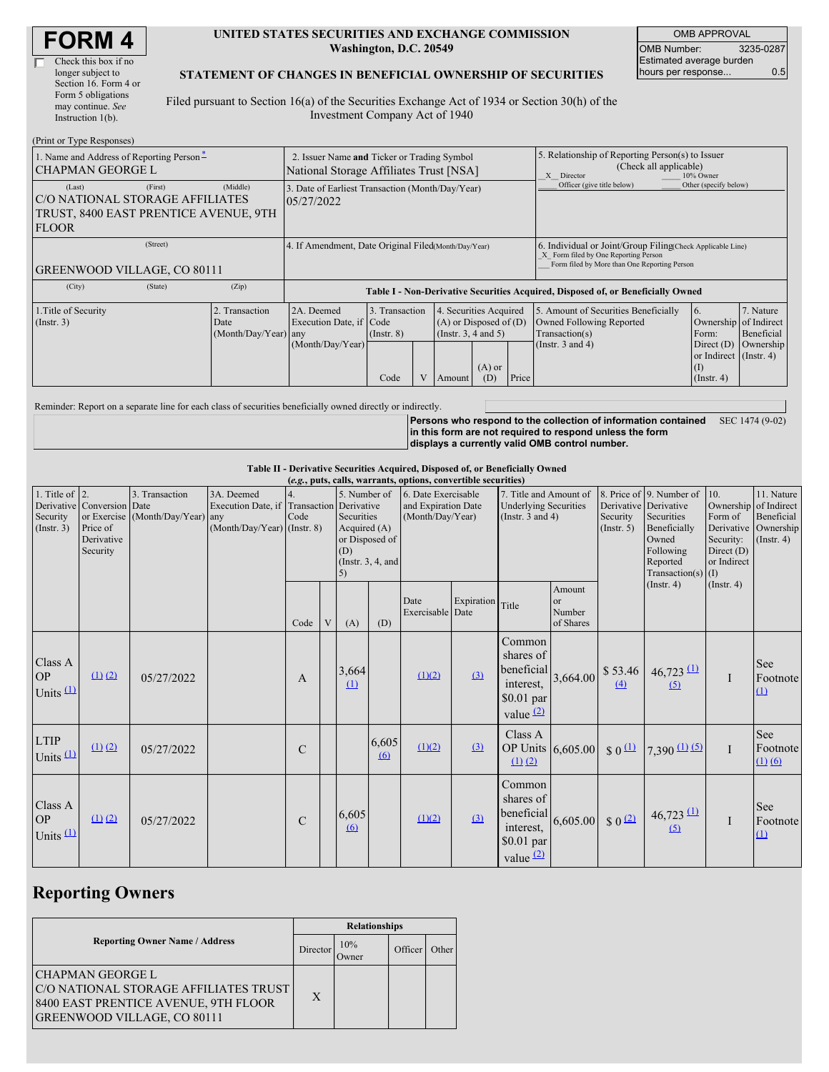# FORM 4

☐ Check this box if no longer subject to Section 16. Form 4 or Form 5 obligations may continue. *See* Instruction 1(b).

**UNITED STATES SECURITIES AND EXCHANGE COMMISSION**
**Washington, D.C. 20549**

**STATEMENT OF CHANGES IN BENEFICIAL OWNERSHIP OF SECURITIES**

Filed pursuant to Section 16(a) of the Securities Exchange Act of 1934 or Section 30(h) of the Investment Company Act of 1940

| OMB APPROVAL | |
|---|---|
| OMB Number: | 3235-0287 |
| Estimated average burden hours per response... | 0.5 |

(Print or Type Responses)

| 1. Name and Address of Reporting Person * | 2. Issuer Name and Ticker or Trading Symbol | 5. Relationship of Reporting Person(s) to Issuer (Check all applicable) |
|---|---|---|
| CHAPMAN GEORGE L | National Storage Affiliates Trust [NSA] | _X_ Director ___ 10% Owner ___ Officer (give title below) ___ Other (specify below) |
| (Last) (First) (Middle) C/O NATIONAL STORAGE AFFILIATES TRUST, 8400 EAST PRENTICE AVENUE, 9TH FLOOR | 3. Date of Earliest Transaction (Month/Day/Year) 05/27/2022 | |
| (Street) GREENWOOD VILLAGE, CO 80111 | 4. If Amendment, Date Original Filed (Month/Day/Year) | 6. Individual or Joint/Group Filing (Check Applicable Line) _X_ Form filed by One Reporting Person ___ Form filed by More than One Reporting Person |
| (City) (State) (Zip) | | |

**Table I - Non-Derivative Securities Acquired, Disposed of, or Beneficially Owned**

| 1.Title of Security (Instr. 3) | 2. Transaction Date (Month/Day/Year) | 2A. Deemed Execution Date, if any (Month/Day/Year) | 3. Transaction Code (Instr. 8) | | 4. Securities Acquired (A) or Disposed of (D) (Instr. 3, 4 and 5) | | | 5. Amount of Securities Beneficially Owned Following Reported Transaction(s) (Instr. 3 and 4) | 6. Ownership Form: Direct (D) or Indirect (I) (Instr. 4) | 7. Nature of Indirect Beneficial Ownership (Instr. 4) |
|---|---|---|---|---|---|---|---|---|---|---|
| | | | Code | V | Amount | (A) or (D) | Price | | | |

Reminder: Report on a separate line for each class of securities beneficially owned directly or indirectly.

**Persons who respond to the collection of information contained in this form are not required to respond unless the form displays a currently valid OMB control number.** SEC 1474 (9-02)

**Table II - Derivative Securities Acquired, Disposed of, or Beneficially Owned**
**(*e.g.*, puts, calls, warrants, options, convertible securities)**

| 1. Title of Derivative Security (Instr. 3) | 2. Conversion or Exercise Price of Derivative Security | 3. Transaction Date (Month/Day/Year) | 3A. Deemed Execution Date, if any (Month/Day/Year) | 4. Transaction Code (Instr. 8) | | 5. Number of Derivative Securities Acquired (A) or Disposed of (D) (Instr. 3, 4, and 5) | | 6. Date Exercisable and Expiration Date (Month/Day/Year) | | 7. Title and Amount of Underlying Securities (Instr. 3 and 4) | | 8. Price of Derivative Security (Instr. 5) | 9. Number of Derivative Securities Beneficially Owned Following Reported Transaction(s) (Instr. 4) | 10. Ownership Form of Derivative Security: Direct (D) or Indirect (I) (Instr. 4) | 11. Nature of Indirect Beneficial Ownership (Instr. 4) |
|---|---|---|---|---|---|---|---|---|---|---|---|---|---|---|---|
| | | | | Code | V | (A) | (D) | Date Exercisable | Expiration Date | Title | Amount or Number of Shares | | | | |
| Class A OP Units (1) | (1) (2) | 05/27/2022 | | A | | 3,664 (1) | | (1)(2) | (3) | Common shares of beneficial interest, $0.01 par value (2) | 3,664.00 | $ 53.46 (4) | 46,723 (1) (5) | I | See Footnote (1) |
| LTIP Units (1) | (1) (2) | 05/27/2022 | | C | | | 6,605 (6) | (1)(2) | (3) | Class A OP Units (1) (2) | 6,605.00 | $ 0 (1) | 7,390 (1) (5) | I | See Footnote (1) (6) |
| Class A OP Units (1) | (1) (2) | 05/27/2022 | | C | | 6,605 (6) | | (1)(2) | (3) | Common shares of beneficial interest, $0.01 par value (2) | 6,605.00 | $ 0 (2) | 46,723 (1) (5) | I | See Footnote (1) |

## Reporting Owners

| Reporting Owner Name / Address | Relationships | | | |
|---|---|---|---|---|
| | Director | 10% Owner | Officer | Other |
| CHAPMAN GEORGE L C/O NATIONAL STORAGE AFFILIATES TRUST 8400 EAST PRENTICE AVENUE, 9TH FLOOR GREENWOOD VILLAGE, CO 80111 | X | | | |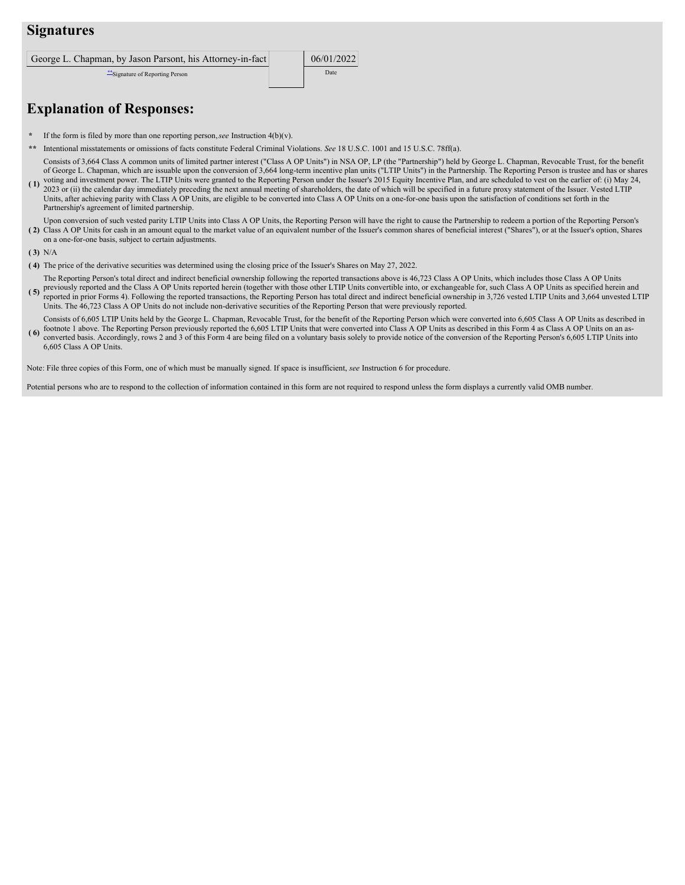## Signatures

| | | |
|---|---|---|
| George L. Chapman, by Jason Parsont, his Attorney-in-fact | | 06/01/2022 |
| **Signature of Reporting Person | | Date |

## Explanation of Responses:

\* If the form is filed by more than one reporting person, *see* Instruction 4(b)(v).

\*\* Intentional misstatements or omissions of facts constitute Federal Criminal Violations. *See* 18 U.S.C. 1001 and 15 U.S.C. 78ff(a).

**( 1)** Consists of 3,664 Class A common units of limited partner interest ("Class A OP Units") in NSA OP, LP (the "Partnership") held by George L. Chapman, Revocable Trust, for the benefit of George L. Chapman, which are issuable upon the conversion of 3,664 long-term incentive plan units ("LTIP Units") in the Partnership. The Reporting Person is trustee and has or shares voting and investment power. The LTIP Units were granted to the Reporting Person under the Issuer's 2015 Equity Incentive Plan, and are scheduled to vest on the earlier of: (i) May 24, 2023 or (ii) the calendar day immediately preceding the next annual meeting of shareholders, the date of which will be specified in a future proxy statement of the Issuer. Vested LTIP Units, after achieving parity with Class A OP Units, are eligible to be converted into Class A OP Units on a one-for-one basis upon the satisfaction of conditions set forth in the Partnership's agreement of limited partnership.

**( 2)** Upon conversion of such vested parity LTIP Units into Class A OP Units, the Reporting Person will have the right to cause the Partnership to redeem a portion of the Reporting Person's Class A OP Units for cash in an amount equal to the market value of an equivalent number of the Issuer's common shares of beneficial interest ("Shares"), or at the Issuer's option, Shares on a one-for-one basis, subject to certain adjustments.

**( 3)** N/A

**( 4)** The price of the derivative securities was determined using the closing price of the Issuer's Shares on May 27, 2022.

**( 5)** The Reporting Person's total direct and indirect beneficial ownership following the reported transactions above is 46,723 Class A OP Units, which includes those Class A OP Units previously reported and the Class A OP Units reported herein (together with those other LTIP Units convertible into, or exchangeable for, such Class A OP Units as specified herein and reported in prior Forms 4). Following the reported transactions, the Reporting Person has total direct and indirect beneficial ownership in 3,726 vested LTIP Units and 3,664 unvested LTIP Units. The 46,723 Class A OP Units do not include non-derivative securities of the Reporting Person that were previously reported.

**( 6)** Consists of 6,605 LTIP Units held by the George L. Chapman, Revocable Trust, for the benefit of the Reporting Person which were converted into 6,605 Class A OP Units as described in footnote 1 above. The Reporting Person previously reported the 6,605 LTIP Units that were converted into Class A OP Units as described in this Form 4 as Class A OP Units on an as-converted basis. Accordingly, rows 2 and 3 of this Form 4 are being filed on a voluntary basis solely to provide notice of the conversion of the Reporting Person's 6,605 LTIP Units into 6,605 Class A OP Units.

Note: File three copies of this Form, one of which must be manually signed. If space is insufficient, *see* Instruction 6 for procedure.

Potential persons who are to respond to the collection of information contained in this form are not required to respond unless the form displays a currently valid OMB number.